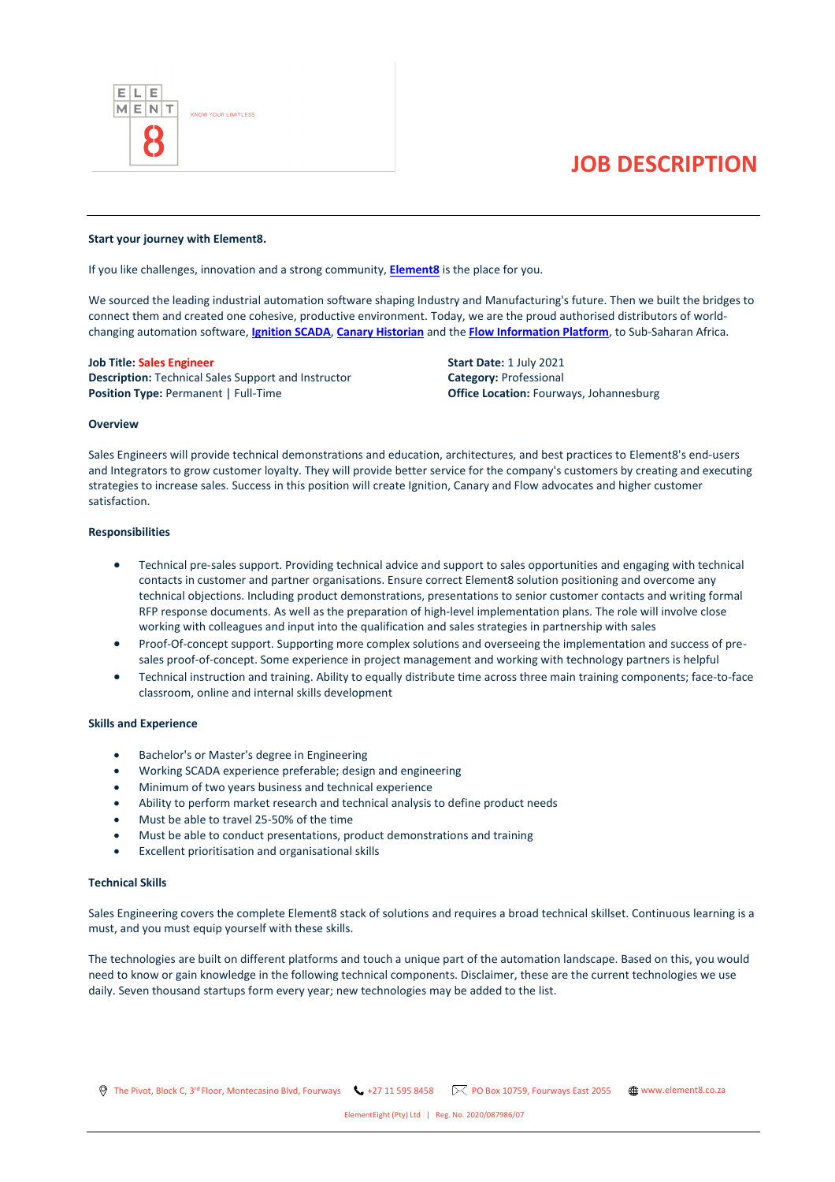# JOB DESCRIPTION

**Start your journey with Element8.**

If you like challenges, innovation and a strong community, **Element8** is the place for you.

We sourced the leading industrial automation software shaping Industry and Manufacturing's future. Then we built the bridges to connect them and created one cohesive, productive environment. Today, we are the proud authorised distributors of world-changing automation software, **Ignition SCADA**, **Canary Historian** and the **Flow Information Platform**, to Sub-Saharan Africa.

**Job Title:** Sales Engineer
**Description:** Technical Sales Support and Instructor
**Position Type:** Permanent | Full-Time

**Start Date:** 1 July 2021
**Category:** Professional
**Office Location:** Fourways, Johannesburg

**Overview**

Sales Engineers will provide technical demonstrations and education, architectures, and best practices to Element8's end-users and Integrators to grow customer loyalty. They will provide better service for the company's customers by creating and executing strategies to increase sales. Success in this position will create Ignition, Canary and Flow advocates and higher customer satisfaction.

**Responsibilities**

- Technical pre-sales support. Providing technical advice and support to sales opportunities and engaging with technical contacts in customer and partner organisations. Ensure correct Element8 solution positioning and overcome any technical objections. Including product demonstrations, presentations to senior customer contacts and writing formal RFP response documents. As well as the preparation of high-level implementation plans. The role will involve close working with colleagues and input into the qualification and sales strategies in partnership with sales
- Proof-Of-concept support. Supporting more complex solutions and overseeing the implementation and success of pre-sales proof-of-concept. Some experience in project management and working with technology partners is helpful
- Technical instruction and training. Ability to equally distribute time across three main training components; face-to-face classroom, online and internal skills development

**Skills and Experience**

- Bachelor's or Master's degree in Engineering
- Working SCADA experience preferable; design and engineering
- Minimum of two years business and technical experience
- Ability to perform market research and technical analysis to define product needs
- Must be able to travel 25-50% of the time
- Must be able to conduct presentations, product demonstrations and training
- Excellent prioritisation and organisational skills

**Technical Skills**

Sales Engineering covers the complete Element8 stack of solutions and requires a broad technical skillset. Continuous learning is a must, and you must equip yourself with these skills.

The technologies are built on different platforms and touch a unique part of the automation landscape. Based on this, you would need to know or gain knowledge in the following technical components. Disclaimer, these are the current technologies we use daily. Seven thousand startups form every year; new technologies may be added to the list.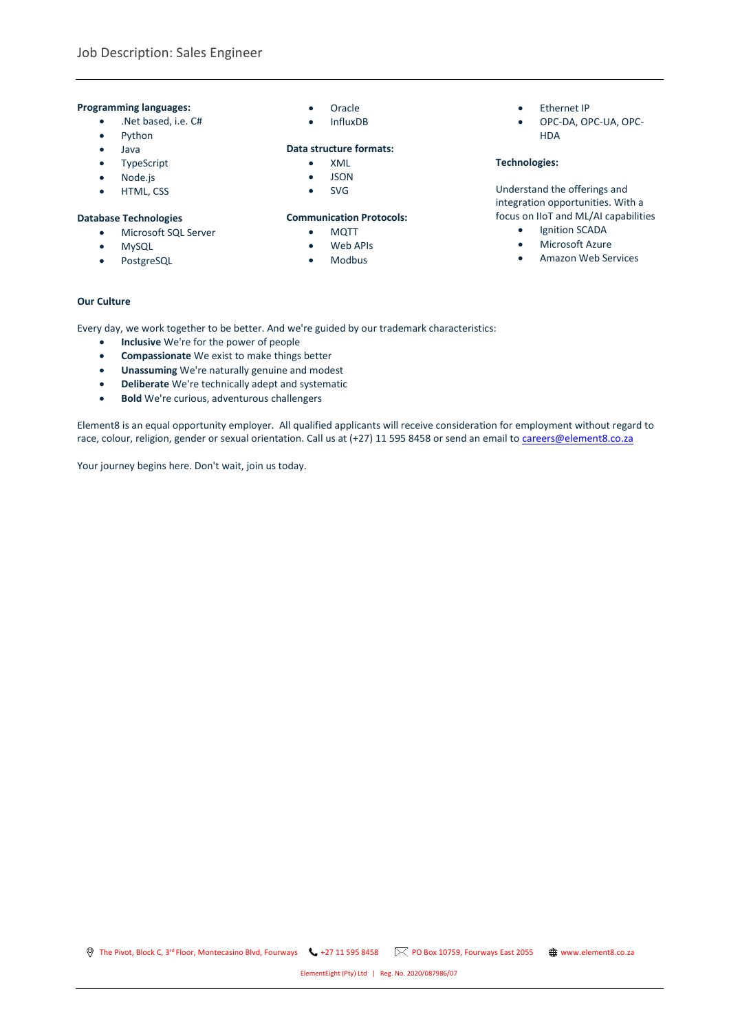**Programming languages:**

- .Net based, i.e. C#
- Python
- Java
- TypeScript
- Node.js
- HTML, CSS

**Database Technologies**

- Microsoft SQL Server
- MySQL
- PostgreSQL
- Oracle
- InfluxDB

**Data structure formats:**

- XML
- JSON
- SVG

**Communication Protocols:**

- MQTT
- Web APIs
- Modbus
- Ethernet IP
- OPC-DA, OPC-UA, OPC-HDA

**Technologies:**

Understand the offerings and integration opportunities. With a focus on IIoT and ML/AI capabilities

- Ignition SCADA
- Microsoft Azure
- Amazon Web Services

**Our Culture**

Every day, we work together to be better. And we're guided by our trademark characteristics:

- **Inclusive** We're for the power of people
- **Compassionate** We exist to make things better
- **Unassuming** We're naturally genuine and modest
- **Deliberate** We're technically adept and systematic
- **Bold** We're curious, adventurous challengers

Element8 is an equal opportunity employer. All qualified applicants will receive consideration for employment without regard to race, colour, religion, gender or sexual orientation. Call us at (+27) 11 595 8458 or send an email to careers@element8.co.za

Your journey begins here. Don't wait, join us today.